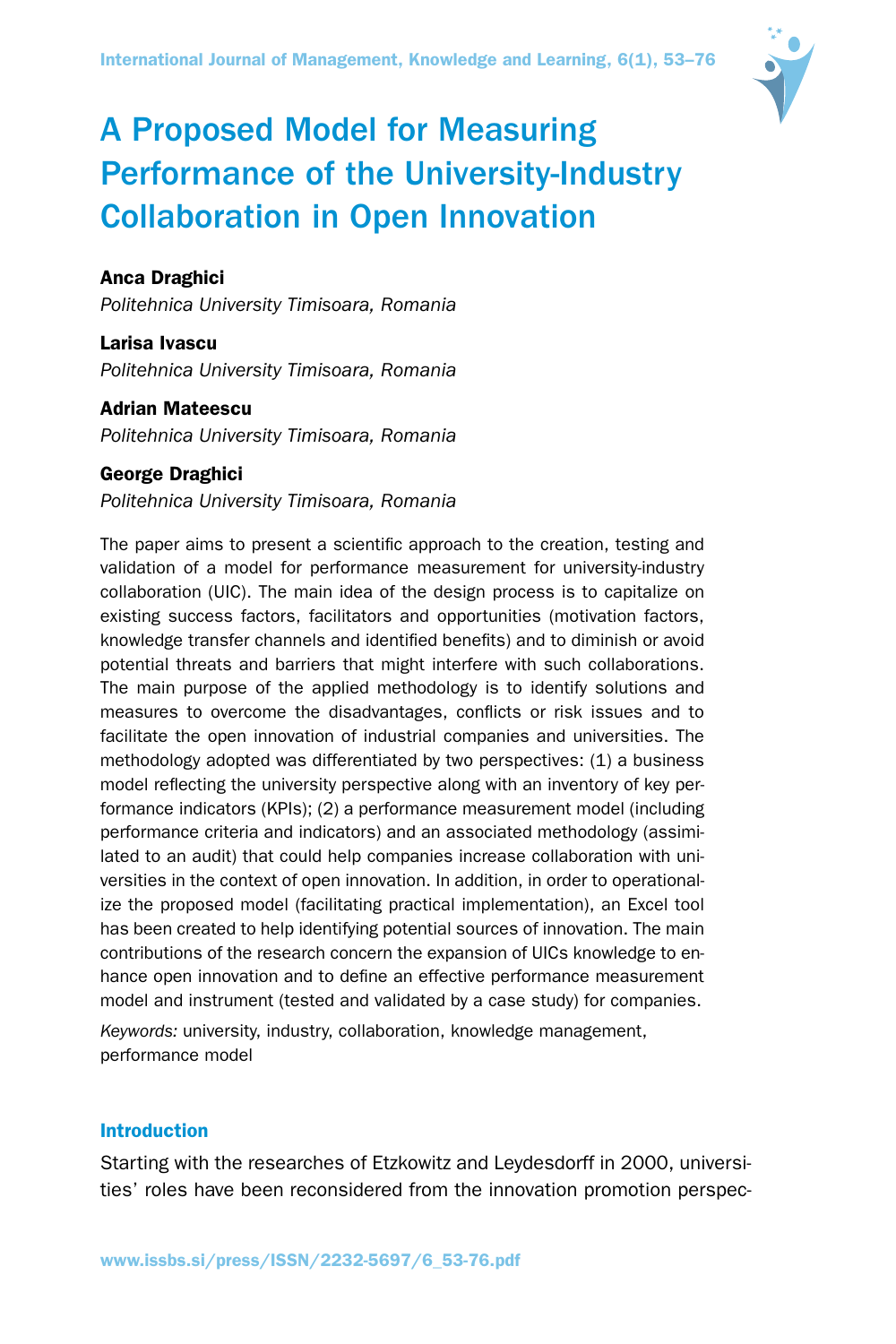# A Proposed Model for Measuring Performance of the University-Industry Collaboration in Open Innovation

**Anca Draghici**
*Politehnica University Timisoara, Romania*

**Larisa Ivascu**
*Politehnica University Timisoara, Romania*

**Adrian Mateescu**
*Politehnica University Timisoara, Romania*

**George Draghici**
*Politehnica University Timisoara, Romania*

The paper aims to present a scientific approach to the creation, testing and validation of a model for performance measurement for university-industry collaboration (UIC). The main idea of the design process is to capitalize on existing success factors, facilitators and opportunities (motivation factors, knowledge transfer channels and identified benefits) and to diminish or avoid potential threats and barriers that might interfere with such collaborations. The main purpose of the applied methodology is to identify solutions and measures to overcome the disadvantages, conflicts or risk issues and to facilitate the open innovation of industrial companies and universities. The methodology adopted was differentiated by two perspectives: (1) a business model reflecting the university perspective along with an inventory of key performance indicators (KPIs); (2) a performance measurement model (including performance criteria and indicators) and an associated methodology (assimilated to an audit) that could help companies increase collaboration with universities in the context of open innovation. In addition, in order to operationalize the proposed model (facilitating practical implementation), an Excel tool has been created to help identifying potential sources of innovation. The main contributions of the research concern the expansion of UICs knowledge to enhance open innovation and to define an effective performance measurement model and instrument (tested and validated by a case study) for companies.

*Keywords:* university, industry, collaboration, knowledge management, performance model

## Introduction

Starting with the researches of Etzkowitz and Leydesdorff in 2000, universities' roles have been reconsidered from the innovation promotion perspec-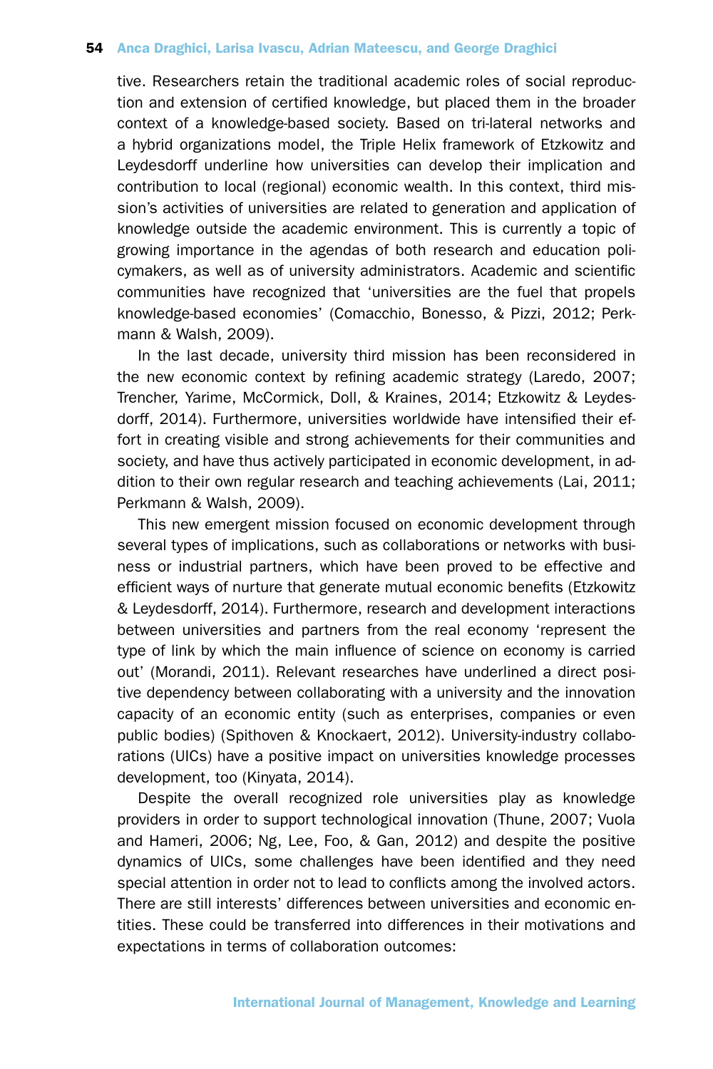tive. Researchers retain the traditional academic roles of social reproduction and extension of certified knowledge, but placed them in the broader context of a knowledge-based society. Based on tri-lateral networks and a hybrid organizations model, the Triple Helix framework of Etzkowitz and Leydesdorff underline how universities can develop their implication and contribution to local (regional) economic wealth. In this context, third mission's activities of universities are related to generation and application of knowledge outside the academic environment. This is currently a topic of growing importance in the agendas of both research and education policymakers, as well as of university administrators. Academic and scientific communities have recognized that 'universities are the fuel that propels knowledge-based economies' (Comacchio, Bonesso, & Pizzi, 2012; Perkmann & Walsh, 2009).

In the last decade, university third mission has been reconsidered in the new economic context by refining academic strategy (Laredo, 2007; Trencher, Yarime, McCormick, Doll, & Kraines, 2014; Etzkowitz & Leydesdorff, 2014). Furthermore, universities worldwide have intensified their effort in creating visible and strong achievements for their communities and society, and have thus actively participated in economic development, in addition to their own regular research and teaching achievements (Lai, 2011; Perkmann & Walsh, 2009).

This new emergent mission focused on economic development through several types of implications, such as collaborations or networks with business or industrial partners, which have been proved to be effective and efficient ways of nurture that generate mutual economic benefits (Etzkowitz & Leydesdorff, 2014). Furthermore, research and development interactions between universities and partners from the real economy 'represent the type of link by which the main influence of science on economy is carried out' (Morandi, 2011). Relevant researches have underlined a direct positive dependency between collaborating with a university and the innovation capacity of an economic entity (such as enterprises, companies or even public bodies) (Spithoven & Knockaert, 2012). University-industry collaborations (UICs) have a positive impact on universities knowledge processes development, too (Kinyata, 2014).

Despite the overall recognized role universities play as knowledge providers in order to support technological innovation (Thune, 2007; Vuola and Hameri, 2006; Ng, Lee, Foo, & Gan, 2012) and despite the positive dynamics of UICs, some challenges have been identified and they need special attention in order not to lead to conflicts among the involved actors. There are still interests' differences between universities and economic entities. These could be transferred into differences in their motivations and expectations in terms of collaboration outcomes: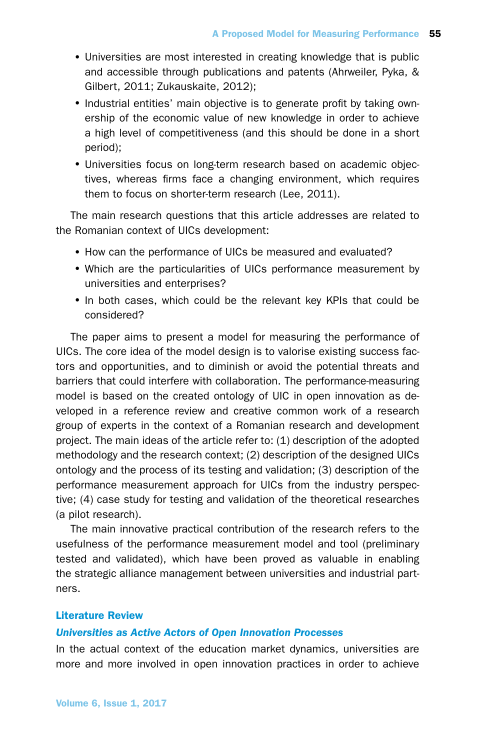- Universities are most interested in creating knowledge that is public and accessible through publications and patents (Ahrweiler, Pyka, & Gilbert, 2011; Zukauskaite, 2012);
- Industrial entities' main objective is to generate profit by taking ownership of the economic value of new knowledge in order to achieve a high level of competitiveness (and this should be done in a short period);
- Universities focus on long-term research based on academic objectives, whereas firms face a changing environment, which requires them to focus on shorter-term research (Lee, 2011).

The main research questions that this article addresses are related to the Romanian context of UICs development:

- How can the performance of UICs be measured and evaluated?
- Which are the particularities of UICs performance measurement by universities and enterprises?
- In both cases, which could be the relevant key KPIs that could be considered?

The paper aims to present a model for measuring the performance of UICs. The core idea of the model design is to valorise existing success factors and opportunities, and to diminish or avoid the potential threats and barriers that could interfere with collaboration. The performance-measuring model is based on the created ontology of UIC in open innovation as developed in a reference review and creative common work of a research group of experts in the context of a Romanian research and development project. The main ideas of the article refer to: (1) description of the adopted methodology and the research context; (2) description of the designed UICs ontology and the process of its testing and validation; (3) description of the performance measurement approach for UICs from the industry perspective; (4) case study for testing and validation of the theoretical researches (a pilot research).

The main innovative practical contribution of the research refers to the usefulness of the performance measurement model and tool (preliminary tested and validated), which have been proved as valuable in enabling the strategic alliance management between universities and industrial partners.

## Literature Review

### *Universities as Active Actors of Open Innovation Processes*

In the actual context of the education market dynamics, universities are more and more involved in open innovation practices in order to achieve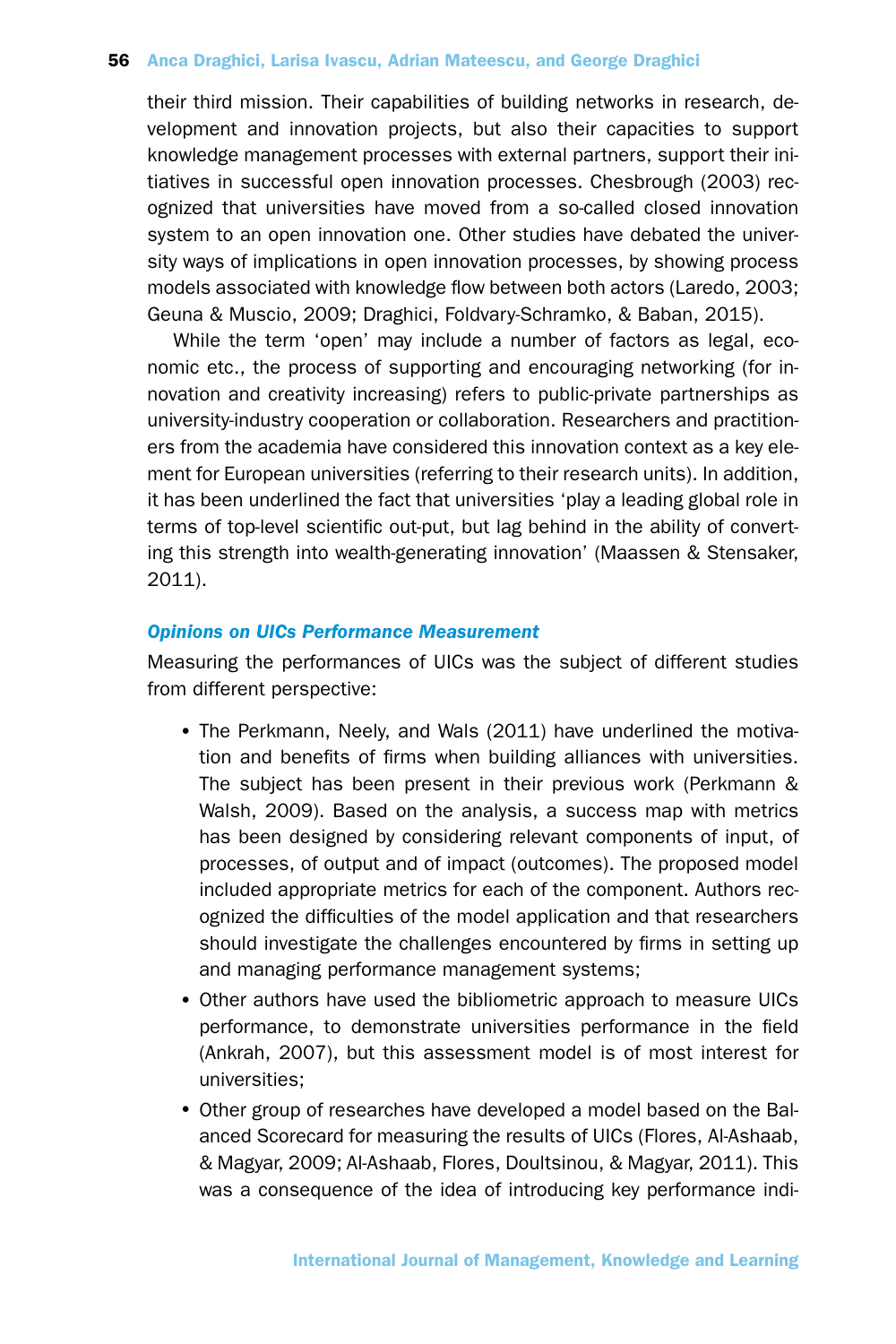their third mission. Their capabilities of building networks in research, development and innovation projects, but also their capacities to support knowledge management processes with external partners, support their initiatives in successful open innovation processes. Chesbrough (2003) recognized that universities have moved from a so-called closed innovation system to an open innovation one. Other studies have debated the university ways of implications in open innovation processes, by showing process models associated with knowledge flow between both actors (Laredo, 2003; Geuna & Muscio, 2009; Draghici, Foldvary-Schramko, & Baban, 2015).

While the term 'open' may include a number of factors as legal, economic etc., the process of supporting and encouraging networking (for innovation and creativity increasing) refers to public-private partnerships as university-industry cooperation or collaboration. Researchers and practitioners from the academia have considered this innovation context as a key element for European universities (referring to their research units). In addition, it has been underlined the fact that universities 'play a leading global role in terms of top-level scientific out-put, but lag behind in the ability of converting this strength into wealth-generating innovation' (Maassen & Stensaker, 2011).

### *Opinions on UICs Performance Measurement*

Measuring the performances of UICs was the subject of different studies from different perspective:

- The Perkmann, Neely, and Wals (2011) have underlined the motivation and benefits of firms when building alliances with universities. The subject has been present in their previous work (Perkmann & Walsh, 2009). Based on the analysis, a success map with metrics has been designed by considering relevant components of input, of processes, of output and of impact (outcomes). The proposed model included appropriate metrics for each of the component. Authors recognized the difficulties of the model application and that researchers should investigate the challenges encountered by firms in setting up and managing performance management systems;
- Other authors have used the bibliometric approach to measure UICs performance, to demonstrate universities performance in the field (Ankrah, 2007), but this assessment model is of most interest for universities;
- Other group of researches have developed a model based on the Balanced Scorecard for measuring the results of UICs (Flores, Al-Ashaab, & Magyar, 2009; Al-Ashaab, Flores, Doultsinou, & Magyar, 2011). This was a consequence of the idea of introducing key performance indi-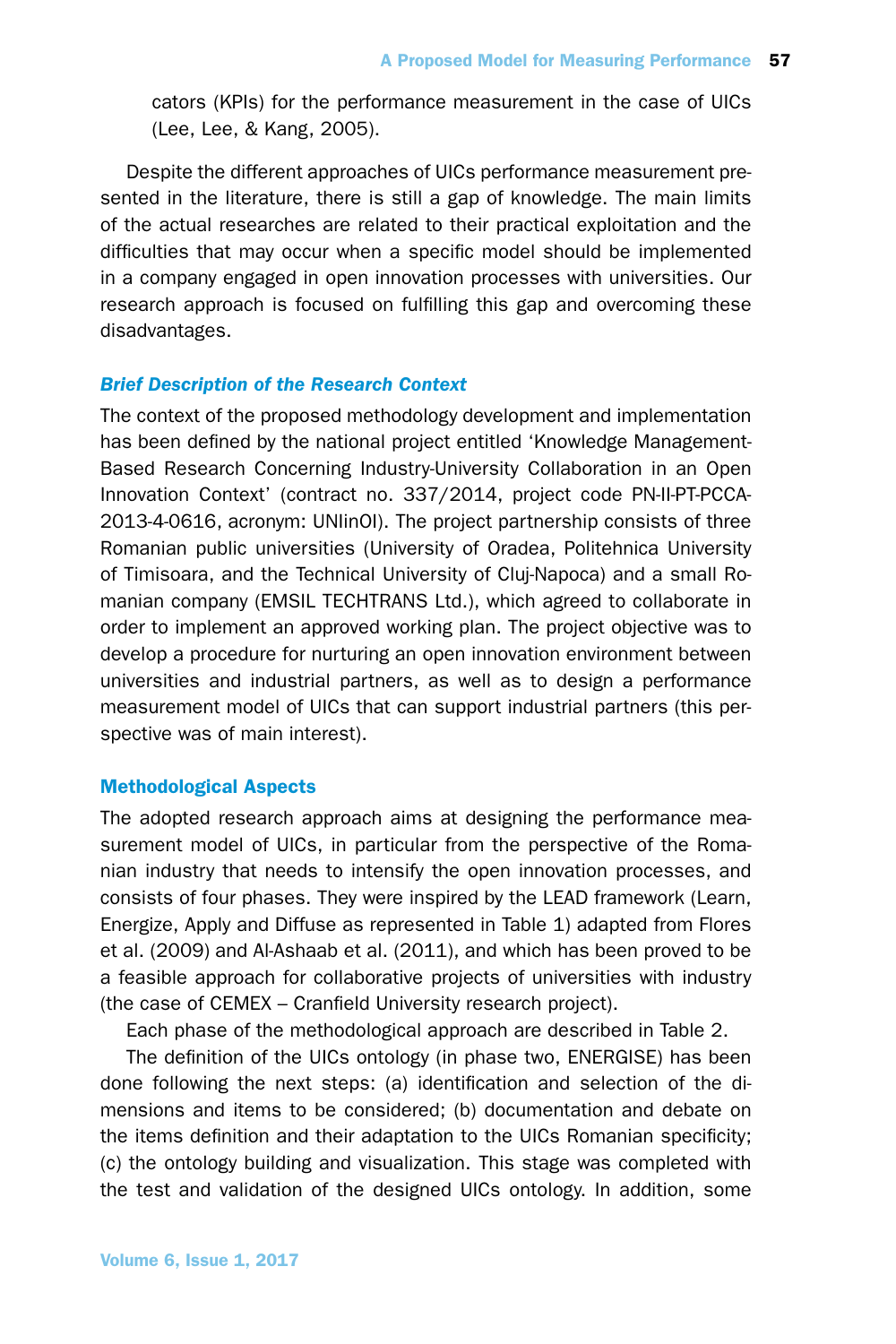cators (KPIs) for the performance measurement in the case of UICs (Lee, Lee, & Kang, 2005).

Despite the different approaches of UICs performance measurement presented in the literature, there is still a gap of knowledge. The main limits of the actual researches are related to their practical exploitation and the difficulties that may occur when a specific model should be implemented in a company engaged in open innovation processes with universities. Our research approach is focused on fulfilling this gap and overcoming these disadvantages.

### *Brief Description of the Research Context*

The context of the proposed methodology development and implementation has been defined by the national project entitled 'Knowledge Management-Based Research Concerning Industry-University Collaboration in an Open Innovation Context' (contract no. 337/2014, project code PN-II-PT-PCCA-2013-4-0616, acronym: UNIinOI). The project partnership consists of three Romanian public universities (University of Oradea, Politehnica University of Timisoara, and the Technical University of Cluj-Napoca) and a small Romanian company (EMSIL TECHTRANS Ltd.), which agreed to collaborate in order to implement an approved working plan. The project objective was to develop a procedure for nurturing an open innovation environment between universities and industrial partners, as well as to design a performance measurement model of UICs that can support industrial partners (this perspective was of main interest).

## Methodological Aspects

The adopted research approach aims at designing the performance measurement model of UICs, in particular from the perspective of the Romanian industry that needs to intensify the open innovation processes, and consists of four phases. They were inspired by the LEAD framework (Learn, Energize, Apply and Diffuse as represented in Table 1) adapted from Flores et al. (2009) and Al-Ashaab et al. (2011), and which has been proved to be a feasible approach for collaborative projects of universities with industry (the case of CEMEX – Cranfield University research project).

Each phase of the methodological approach are described in Table 2.

The definition of the UICs ontology (in phase two, ENERGISE) has been done following the next steps: (a) identification and selection of the dimensions and items to be considered; (b) documentation and debate on the items definition and their adaptation to the UICs Romanian specificity; (c) the ontology building and visualization. This stage was completed with the test and validation of the designed UICs ontology. In addition, some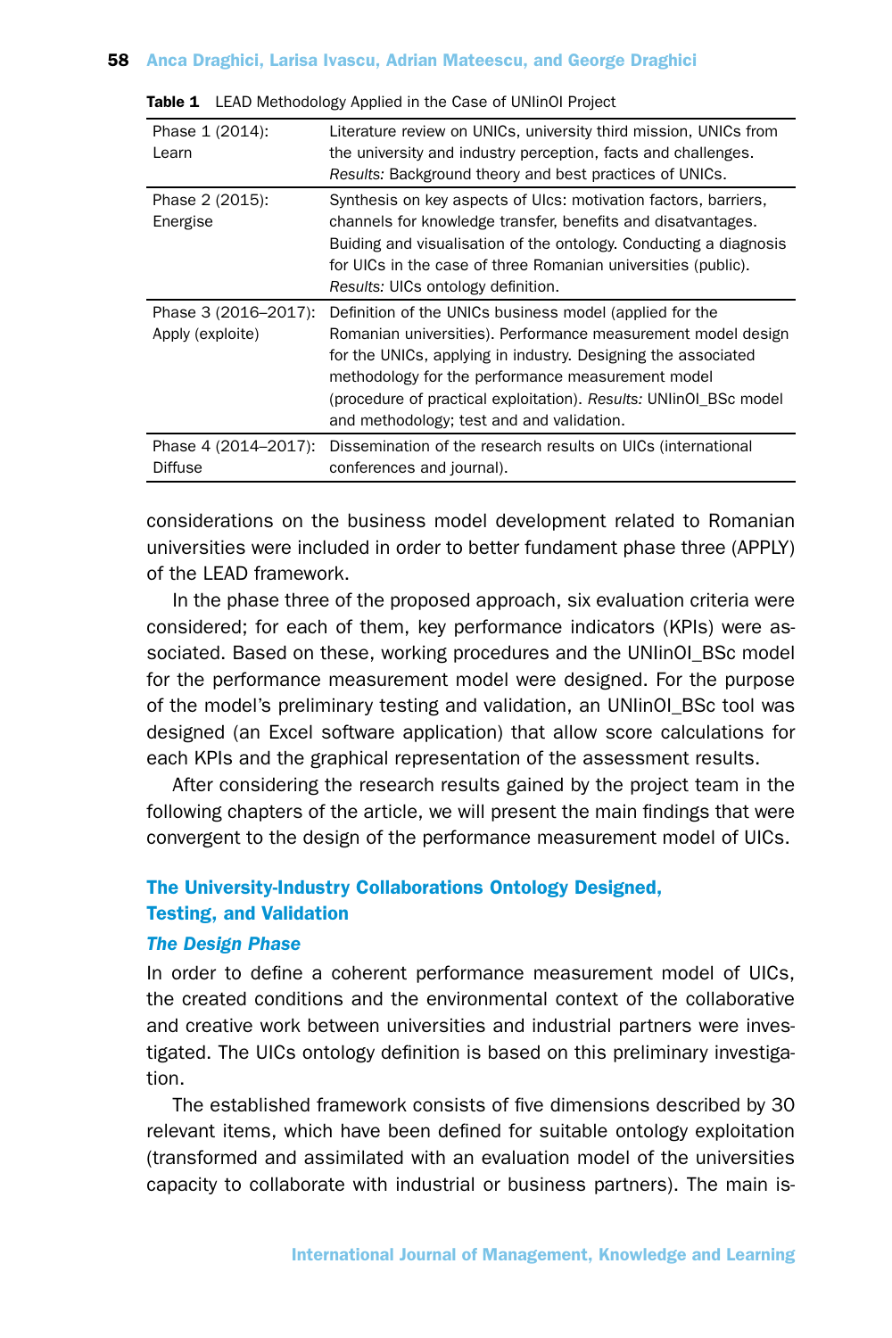**Table 1** LEAD Methodology Applied in the Case of UNIinOI Project

| | |
|---|---|
| Phase 1 (2014): Learn | Literature review on UNICs, university third mission, UNICs from the university and industry perception, facts and challenges. *Results:* Background theory and best practices of UNICs. |
| Phase 2 (2015): Energise | Synthesis on key aspects of UIcs: motivation factors, barriers, channels for knowledge transfer, benefits and disatvantages. Buiding and visualisation of the ontology. Conducting a diagnosis for UICs in the case of three Romanian universities (public). *Results:* UICs ontology definition. |
| Phase 3 (2016–2017): Apply (exploite) | Definition of the UNICs business model (applied for the Romanian universities). Performance measurement model design for the UNICs, applying in industry. Designing the associated methodology for the performance measurement model (procedure of practical exploitation). *Results:* UNIinOI_BSc model and methodology; test and and validation. |
| Phase 4 (2014–2017): Diffuse | Dissemination of the research results on UICs (international conferences and journal). |

considerations on the business model development related to Romanian universities were included in order to better fundament phase three (APPLY) of the LEAD framework.

In the phase three of the proposed approach, six evaluation criteria were considered; for each of them, key performance indicators (KPIs) were associated. Based on these, working procedures and the UNIinOI_BSc model for the performance measurement model were designed. For the purpose of the model's preliminary testing and validation, an UNIinOI_BSc tool was designed (an Excel software application) that allow score calculations for each KPIs and the graphical representation of the assessment results.

After considering the research results gained by the project team in the following chapters of the article, we will present the main findings that were convergent to the design of the performance measurement model of UICs.

## The University-Industry Collaborations Ontology Designed, Testing, and Validation

### *The Design Phase*

In order to define a coherent performance measurement model of UICs, the created conditions and the environmental context of the collaborative and creative work between universities and industrial partners were investigated. The UICs ontology definition is based on this preliminary investigation.

The established framework consists of five dimensions described by 30 relevant items, which have been defined for suitable ontology exploitation (transformed and assimilated with an evaluation model of the universities capacity to collaborate with industrial or business partners). The main is-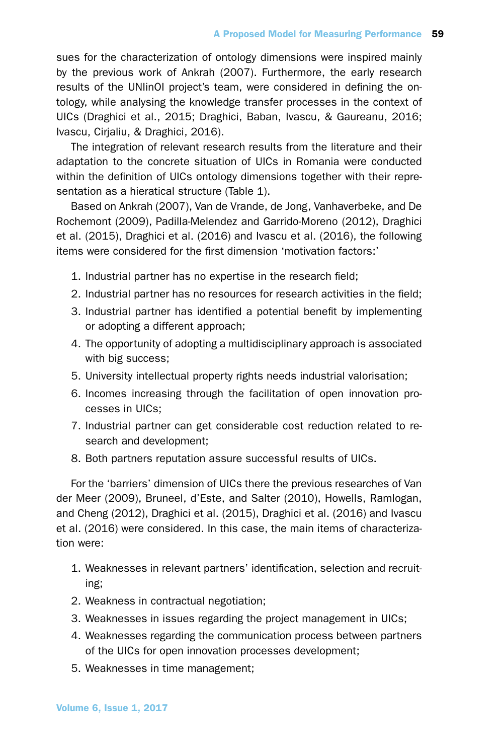sues for the characterization of ontology dimensions were inspired mainly by the previous work of Ankrah (2007). Furthermore, the early research results of the UNIinOI project's team, were considered in defining the ontology, while analysing the knowledge transfer processes in the context of UICs (Draghici et al., 2015; Draghici, Baban, Ivascu, & Gaureanu, 2016; Ivascu, Cirjaliu, & Draghici, 2016).

The integration of relevant research results from the literature and their adaptation to the concrete situation of UICs in Romania were conducted within the definition of UICs ontology dimensions together with their representation as a hieratical structure (Table 1).

Based on Ankrah (2007), Van de Vrande, de Jong, Vanhaverbeke, and De Rochemont (2009), Padilla-Melendez and Garrido-Moreno (2012), Draghici et al. (2015), Draghici et al. (2016) and Ivascu et al. (2016), the following items were considered for the first dimension 'motivation factors:'

1. Industrial partner has no expertise in the research field;
2. Industrial partner has no resources for research activities in the field;
3. Industrial partner has identified a potential benefit by implementing or adopting a different approach;
4. The opportunity of adopting a multidisciplinary approach is associated with big success;
5. University intellectual property rights needs industrial valorisation;
6. Incomes increasing through the facilitation of open innovation processes in UICs;
7. Industrial partner can get considerable cost reduction related to research and development;
8. Both partners reputation assure successful results of UICs.

For the 'barriers' dimension of UICs there the previous researches of Van der Meer (2009), Bruneel, d'Este, and Salter (2010), Howells, Ramlogan, and Cheng (2012), Draghici et al. (2015), Draghici et al. (2016) and Ivascu et al. (2016) were considered. In this case, the main items of characterization were:

1. Weaknesses in relevant partners' identification, selection and recruiting;
2. Weakness in contractual negotiation;
3. Weaknesses in issues regarding the project management in UICs;
4. Weaknesses regarding the communication process between partners of the UICs for open innovation processes development;
5. Weaknesses in time management;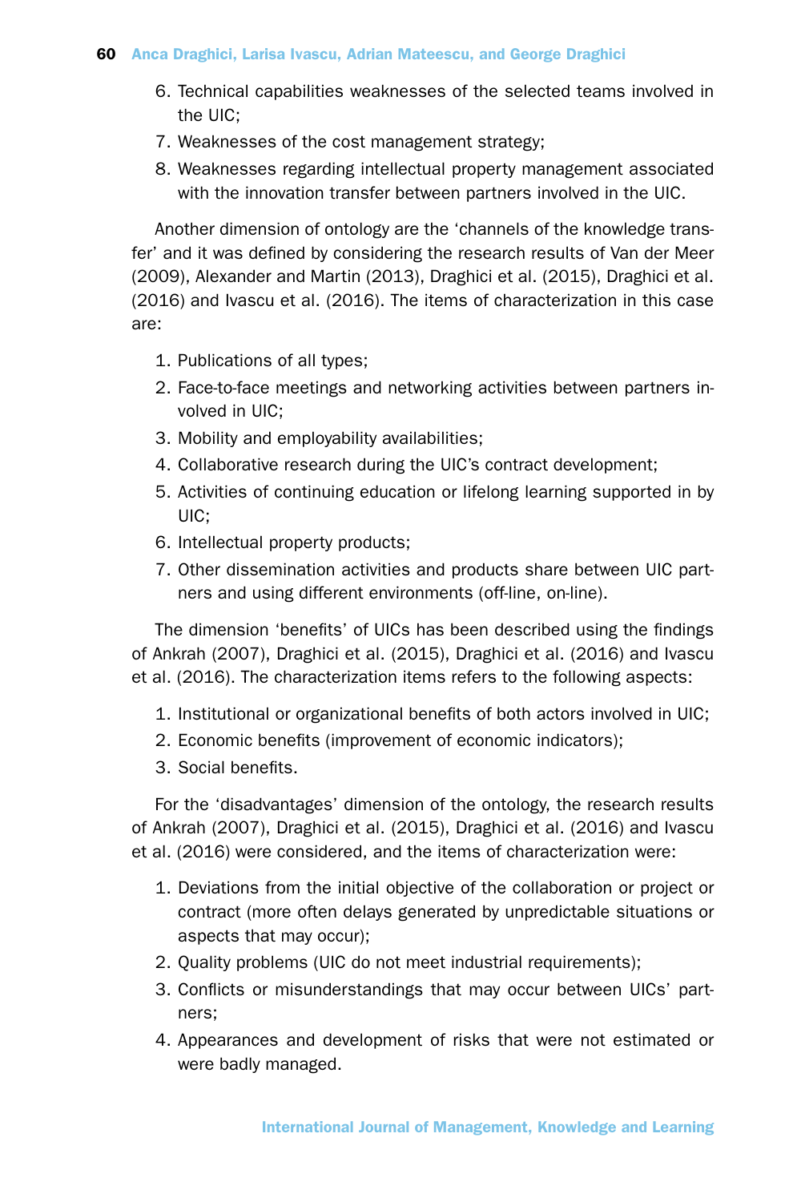6. Technical capabilities weaknesses of the selected teams involved in the UIC;
7. Weaknesses of the cost management strategy;
8. Weaknesses regarding intellectual property management associated with the innovation transfer between partners involved in the UIC.

Another dimension of ontology are the 'channels of the knowledge transfer' and it was defined by considering the research results of Van der Meer (2009), Alexander and Martin (2013), Draghici et al. (2015), Draghici et al. (2016) and Ivascu et al. (2016). The items of characterization in this case are:

1. Publications of all types;
2. Face-to-face meetings and networking activities between partners involved in UIC;
3. Mobility and employability availabilities;
4. Collaborative research during the UIC's contract development;
5. Activities of continuing education or lifelong learning supported in by UIC;
6. Intellectual property products;
7. Other dissemination activities and products share between UIC partners and using different environments (off-line, on-line).

The dimension 'benefits' of UICs has been described using the findings of Ankrah (2007), Draghici et al. (2015), Draghici et al. (2016) and Ivascu et al. (2016). The characterization items refers to the following aspects:

1. Institutional or organizational benefits of both actors involved in UIC;
2. Economic benefits (improvement of economic indicators);
3. Social benefits.

For the 'disadvantages' dimension of the ontology, the research results of Ankrah (2007), Draghici et al. (2015), Draghici et al. (2016) and Ivascu et al. (2016) were considered, and the items of characterization were:

1. Deviations from the initial objective of the collaboration or project or contract (more often delays generated by unpredictable situations or aspects that may occur);
2. Quality problems (UIC do not meet industrial requirements);
3. Conflicts or misunderstandings that may occur between UICs' partners;
4. Appearances and development of risks that were not estimated or were badly managed.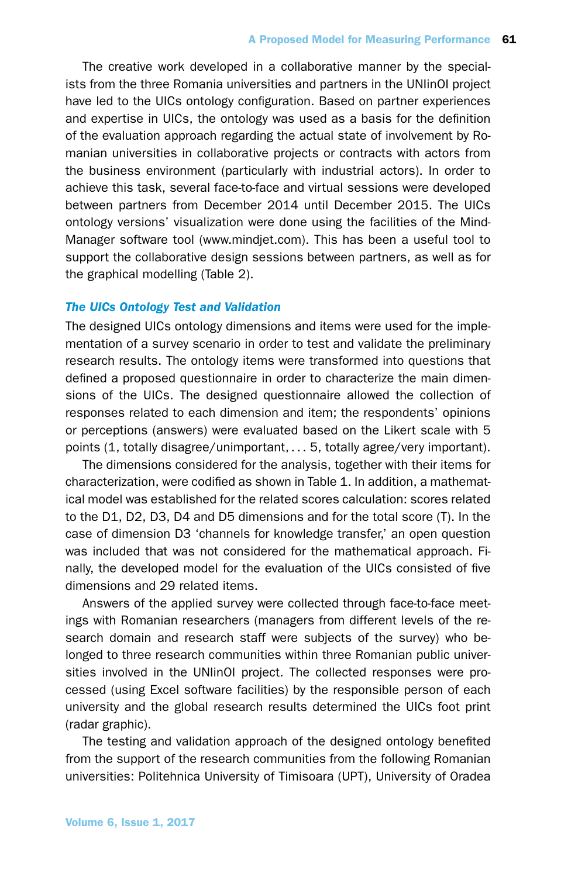The creative work developed in a collaborative manner by the specialists from the three Romania universities and partners in the UNIinOI project have led to the UICs ontology configuration. Based on partner experiences and expertise in UICs, the ontology was used as a basis for the definition of the evaluation approach regarding the actual state of involvement by Romanian universities in collaborative projects or contracts with actors from the business environment (particularly with industrial actors). In order to achieve this task, several face-to-face and virtual sessions were developed between partners from December 2014 until December 2015. The UICs ontology versions' visualization were done using the facilities of the MindManager software tool (www.mindjet.com). This has been a useful tool to support the collaborative design sessions between partners, as well as for the graphical modelling (Table 2).

### *The UICs Ontology Test and Validation*

The designed UICs ontology dimensions and items were used for the implementation of a survey scenario in order to test and validate the preliminary research results. The ontology items were transformed into questions that defined a proposed questionnaire in order to characterize the main dimensions of the UICs. The designed questionnaire allowed the collection of responses related to each dimension and item; the respondents' opinions or perceptions (answers) were evaluated based on the Likert scale with 5 points (1, totally disagree/unimportant, . . . 5, totally agree/very important).

The dimensions considered for the analysis, together with their items for characterization, were codified as shown in Table 1. In addition, a mathematical model was established for the related scores calculation: scores related to the D1, D2, D3, D4 and D5 dimensions and for the total score (T). In the case of dimension D3 'channels for knowledge transfer,' an open question was included that was not considered for the mathematical approach. Finally, the developed model for the evaluation of the UICs consisted of five dimensions and 29 related items.

Answers of the applied survey were collected through face-to-face meetings with Romanian researchers (managers from different levels of the research domain and research staff were subjects of the survey) who belonged to three research communities within three Romanian public universities involved in the UNIinOI project. The collected responses were processed (using Excel software facilities) by the responsible person of each university and the global research results determined the UICs foot print (radar graphic).

The testing and validation approach of the designed ontology benefited from the support of the research communities from the following Romanian universities: Politehnica University of Timisoara (UPT), University of Oradea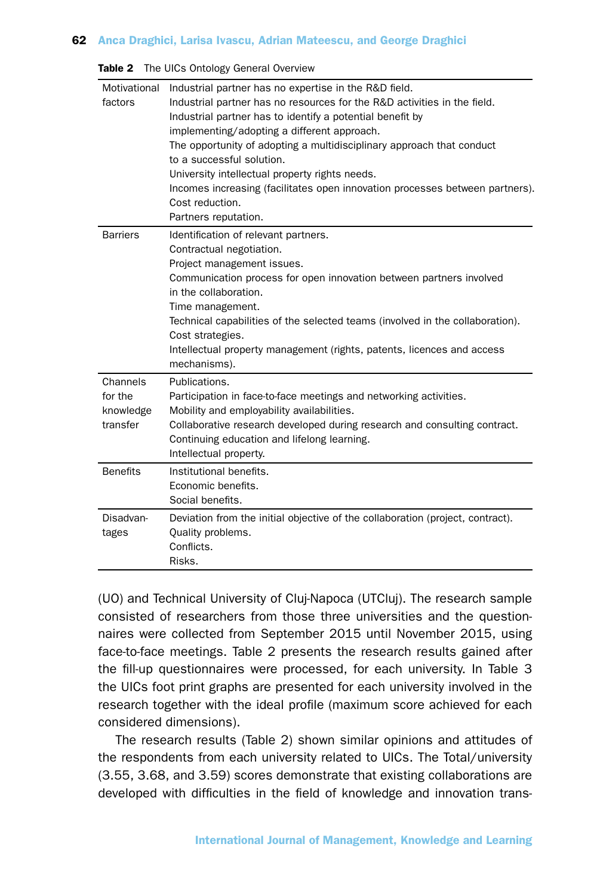**Table 2** The UICs Ontology General Overview

| | |
|---|---|
| Motivational factors | Industrial partner has no expertise in the R&D field.<br>Industrial partner has no resources for the R&D activities in the field.<br>Industrial partner has to identify a potential benefit by implementing/adopting a different approach.<br>The opportunity of adopting a multidisciplinary approach that conduct to a successful solution.<br>University intellectual property rights needs.<br>Incomes increasing (facilitates open innovation processes between partners).<br>Cost reduction.<br>Partners reputation. |
| Barriers | Identification of relevant partners.<br>Contractual negotiation.<br>Project management issues.<br>Communication process for open innovation between partners involved in the collaboration.<br>Time management.<br>Technical capabilities of the selected teams (involved in the collaboration).<br>Cost strategies.<br>Intellectual property management (rights, patents, licences and access mechanisms). |
| Channels for the knowledge transfer | Publications.<br>Participation in face-to-face meetings and networking activities.<br>Mobility and employability availabilities.<br>Collaborative research developed during research and consulting contract.<br>Continuing education and lifelong learning.<br>Intellectual property. |
| Benefits | Institutional benefits.<br>Economic benefits.<br>Social benefits. |
| Disadvantages | Deviation from the initial objective of the collaboration (project, contract).<br>Quality problems.<br>Conflicts.<br>Risks. |

(UO) and Technical University of Cluj-Napoca (UTCluj). The research sample consisted of researchers from those three universities and the questionnaires were collected from September 2015 until November 2015, using face-to-face meetings. Table 2 presents the research results gained after the fill-up questionnaires were processed, for each university. In Table 3 the UICs foot print graphs are presented for each university involved in the research together with the ideal profile (maximum score achieved for each considered dimensions).

The research results (Table 2) shown similar opinions and attitudes of the respondents from each university related to UICs. The Total/university (3.55, 3.68, and 3.59) scores demonstrate that existing collaborations are developed with difficulties in the field of knowledge and innovation trans-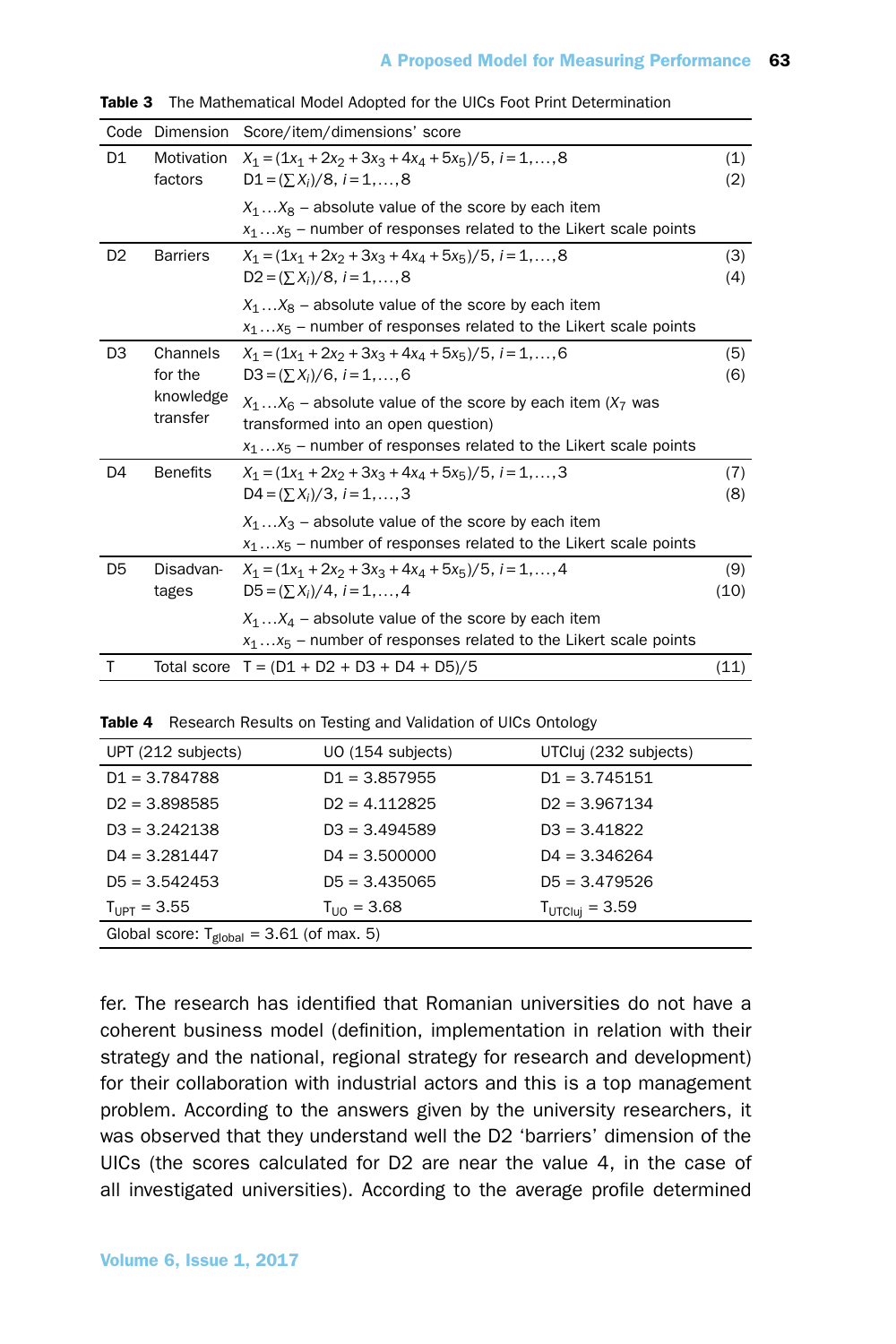**Table 3** The Mathematical Model Adopted for the UICs Foot Print Determination

| Code | Dimension | Score/item/dimensions' score | |
|---|---|---|---|
| D1 | Motivation factors | $X_1 = (1x_1 + 2x_2 + 3x_3 + 4x_4 + 5x_5)/5,\ i = 1,\ldots,8$ | (1) |
| | | $D1 = (\sum X_i)/8,\ i = 1,\ldots,8$ | (2) |
| | | $X_1 \ldots X_8$ – absolute value of the score by each item | |
| | | $x_1 \ldots x_5$ – number of responses related to the Likert scale points | |
| D2 | Barriers | $X_1 = (1x_1 + 2x_2 + 3x_3 + 4x_4 + 5x_5)/5,\ i = 1,\ldots,8$ | (3) |
| | | $D2 = (\sum X_i)/8,\ i = 1,\ldots,8$ | (4) |
| | | $X_1 \ldots X_8$ – absolute value of the score by each item | |
| | | $x_1 \ldots x_5$ – number of responses related to the Likert scale points | |
| D3 | Channels for the knowledge transfer | $X_1 = (1x_1 + 2x_2 + 3x_3 + 4x_4 + 5x_5)/5,\ i = 1,\ldots,6$ | (5) |
| | | $D3 = (\sum X_i)/6,\ i = 1,\ldots,6$ | (6) |
| | | $X_1 \ldots X_6$ – absolute value of the score by each item ($X_7$ was transformed into an open question) | |
| | | $x_1 \ldots x_5$ – number of responses related to the Likert scale points | |
| D4 | Benefits | $X_1 = (1x_1 + 2x_2 + 3x_3 + 4x_4 + 5x_5)/5,\ i = 1,\ldots,3$ | (7) |
| | | $D4 = (\sum X_i)/3,\ i = 1,\ldots,3$ | (8) |
| | | $X_1 \ldots X_3$ – absolute value of the score by each item | |
| | | $x_1 \ldots x_5$ – number of responses related to the Likert scale points | |
| D5 | Disadvantages | $X_1 = (1x_1 + 2x_2 + 3x_3 + 4x_4 + 5x_5)/5,\ i = 1,\ldots,4$ | (9) |
| | | $D5 = (\sum X_i)/4,\ i = 1,\ldots,4$ | (10) |
| | | $X_1 \ldots X_4$ – absolute value of the score by each item | |
| | | $x_1 \ldots x_5$ – number of responses related to the Likert scale points | |
| T | Total score | T = (D1 + D2 + D3 + D4 + D5)/5 | (11) |

**Table 4** Research Results on Testing and Validation of UICs Ontology

| UPT (212 subjects) | UO (154 subjects) | UTCluj (232 subjects) |
|---|---|---|
| D1 = 3.784788 | D1 = 3.857955 | D1 = 3.745151 |
| D2 = 3.898585 | D2 = 4.112825 | D2 = 3.967134 |
| D3 = 3.242138 | D3 = 3.494589 | D3 = 3.41822 |
| D4 = 3.281447 | D4 = 3.500000 | D4 = 3.346264 |
| D5 = 3.542453 | D5 = 3.435065 | D5 = 3.479526 |
| $T_{UPT}$ = 3.55 | $T_{UO}$ = 3.68 | $T_{UTCluj}$ = 3.59 |
| Global score: $T_{global}$ = 3.61 (of max. 5) | | |

fer. The research has identified that Romanian universities do not have a coherent business model (definition, implementation in relation with their strategy and the national, regional strategy for research and development) for their collaboration with industrial actors and this is a top management problem. According to the answers given by the university researchers, it was observed that they understand well the D2 'barriers' dimension of the UICs (the scores calculated for D2 are near the value 4, in the case of all investigated universities). According to the average profile determined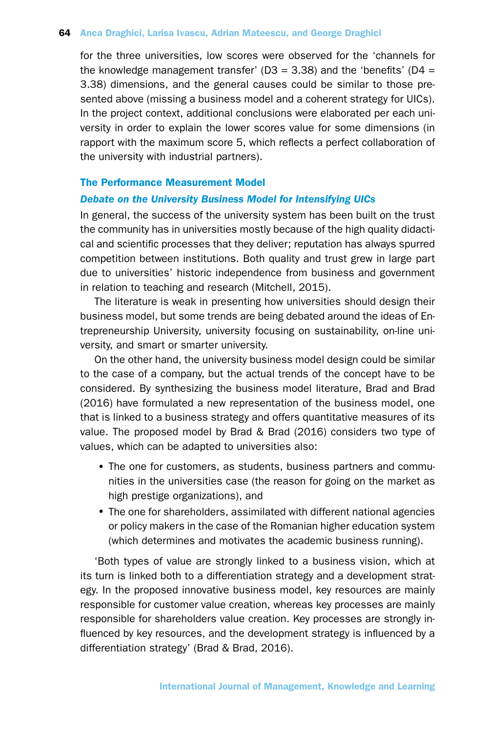for the three universities, low scores were observed for the 'channels for the knowledge management transfer' (D3 = 3.38) and the 'benefits' (D4 = 3.38) dimensions, and the general causes could be similar to those presented above (missing a business model and a coherent strategy for UICs). In the project context, additional conclusions were elaborated per each university in order to explain the lower scores value for some dimensions (in rapport with the maximum score 5, which reflects a perfect collaboration of the university with industrial partners).

## The Performance Measurement Model

### *Debate on the University Business Model for Intensifying UICs*

In general, the success of the university system has been built on the trust the community has in universities mostly because of the high quality didactical and scientific processes that they deliver; reputation has always spurred competition between institutions. Both quality and trust grew in large part due to universities' historic independence from business and government in relation to teaching and research (Mitchell, 2015).

The literature is weak in presenting how universities should design their business model, but some trends are being debated around the ideas of Entrepreneurship University, university focusing on sustainability, on-line university, and smart or smarter university.

On the other hand, the university business model design could be similar to the case of a company, but the actual trends of the concept have to be considered. By synthesizing the business model literature, Brad and Brad (2016) have formulated a new representation of the business model, one that is linked to a business strategy and offers quantitative measures of its value. The proposed model by Brad & Brad (2016) considers two type of values, which can be adapted to universities also:

- The one for customers, as students, business partners and communities in the universities case (the reason for going on the market as high prestige organizations), and
- The one for shareholders, assimilated with different national agencies or policy makers in the case of the Romanian higher education system (which determines and motivates the academic business running).

'Both types of value are strongly linked to a business vision, which at its turn is linked both to a differentiation strategy and a development strategy. In the proposed innovative business model, key resources are mainly responsible for customer value creation, whereas key processes are mainly responsible for shareholders value creation. Key processes are strongly influenced by key resources, and the development strategy is influenced by a differentiation strategy' (Brad & Brad, 2016).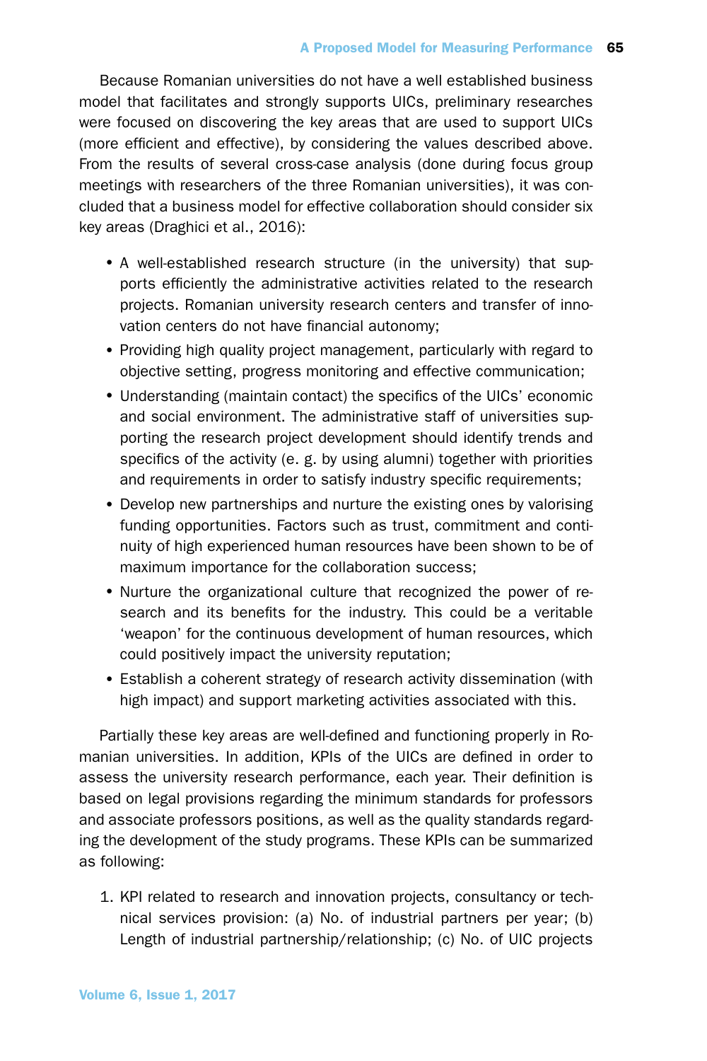Because Romanian universities do not have a well established business model that facilitates and strongly supports UICs, preliminary researches were focused on discovering the key areas that are used to support UICs (more efficient and effective), by considering the values described above. From the results of several cross-case analysis (done during focus group meetings with researchers of the three Romanian universities), it was concluded that a business model for effective collaboration should consider six key areas (Draghici et al., 2016):

- A well-established research structure (in the university) that supports efficiently the administrative activities related to the research projects. Romanian university research centers and transfer of innovation centers do not have financial autonomy;
- Providing high quality project management, particularly with regard to objective setting, progress monitoring and effective communication;
- Understanding (maintain contact) the specifics of the UICs' economic and social environment. The administrative staff of universities supporting the research project development should identify trends and specifics of the activity (e. g. by using alumni) together with priorities and requirements in order to satisfy industry specific requirements;
- Develop new partnerships and nurture the existing ones by valorising funding opportunities. Factors such as trust, commitment and continuity of high experienced human resources have been shown to be of maximum importance for the collaboration success;
- Nurture the organizational culture that recognized the power of research and its benefits for the industry. This could be a veritable 'weapon' for the continuous development of human resources, which could positively impact the university reputation;
- Establish a coherent strategy of research activity dissemination (with high impact) and support marketing activities associated with this.

Partially these key areas are well-defined and functioning properly in Romanian universities. In addition, KPIs of the UICs are defined in order to assess the university research performance, each year. Their definition is based on legal provisions regarding the minimum standards for professors and associate professors positions, as well as the quality standards regarding the development of the study programs. These KPIs can be summarized as following:

1. KPI related to research and innovation projects, consultancy or technical services provision: (a) No. of industrial partners per year; (b) Length of industrial partnership/relationship; (c) No. of UIC projects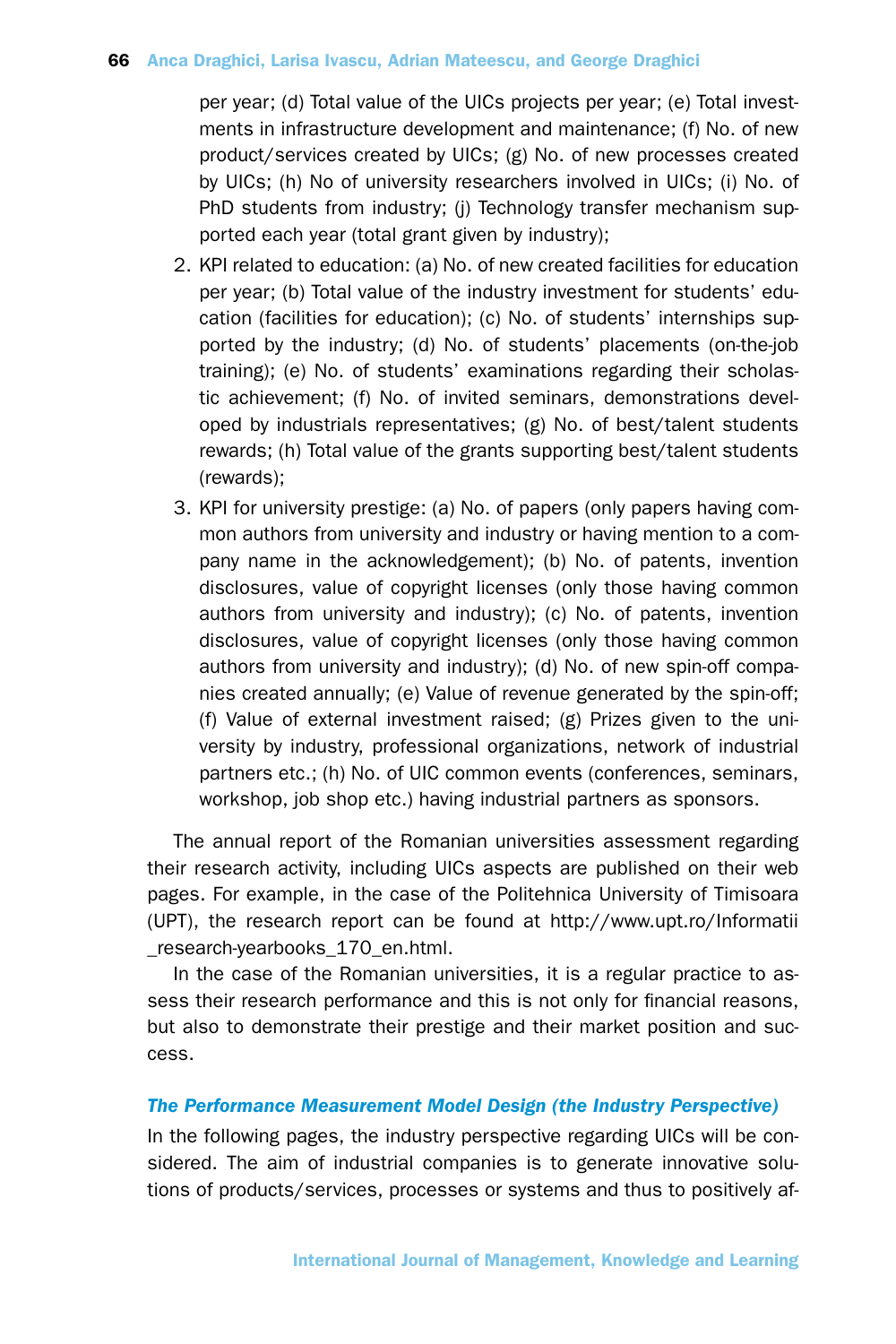per year; (d) Total value of the UICs projects per year; (e) Total investments in infrastructure development and maintenance; (f) No. of new product/services created by UICs; (g) No. of new processes created by UICs; (h) No of university researchers involved in UICs; (i) No. of PhD students from industry; (j) Technology transfer mechanism supported each year (total grant given by industry);

2. KPI related to education: (a) No. of new created facilities for education per year; (b) Total value of the industry investment for students' education (facilities for education); (c) No. of students' internships supported by the industry; (d) No. of students' placements (on-the-job training); (e) No. of students' examinations regarding their scholastic achievement; (f) No. of invited seminars, demonstrations developed by industrials representatives; (g) No. of best/talent students rewards; (h) Total value of the grants supporting best/talent students (rewards);
3. KPI for university prestige: (a) No. of papers (only papers having common authors from university and industry or having mention to a company name in the acknowledgement); (b) No. of patents, invention disclosures, value of copyright licenses (only those having common authors from university and industry); (c) No. of patents, invention disclosures, value of copyright licenses (only those having common authors from university and industry); (d) No. of new spin-off companies created annually; (e) Value of revenue generated by the spin-off; (f) Value of external investment raised; (g) Prizes given to the university by industry, professional organizations, network of industrial partners etc.; (h) No. of UIC common events (conferences, seminars, workshop, job shop etc.) having industrial partners as sponsors.

The annual report of the Romanian universities assessment regarding their research activity, including UICs aspects are published on their web pages. For example, in the case of the Politehnica University of Timisoara (UPT), the research report can be found at http://www.upt.ro/Informatii_research-yearbooks_170_en.html.

In the case of the Romanian universities, it is a regular practice to assess their research performance and this is not only for financial reasons, but also to demonstrate their prestige and their market position and success.

### *The Performance Measurement Model Design (the Industry Perspective)*

In the following pages, the industry perspective regarding UICs will be considered. The aim of industrial companies is to generate innovative solutions of products/services, processes or systems and thus to positively af-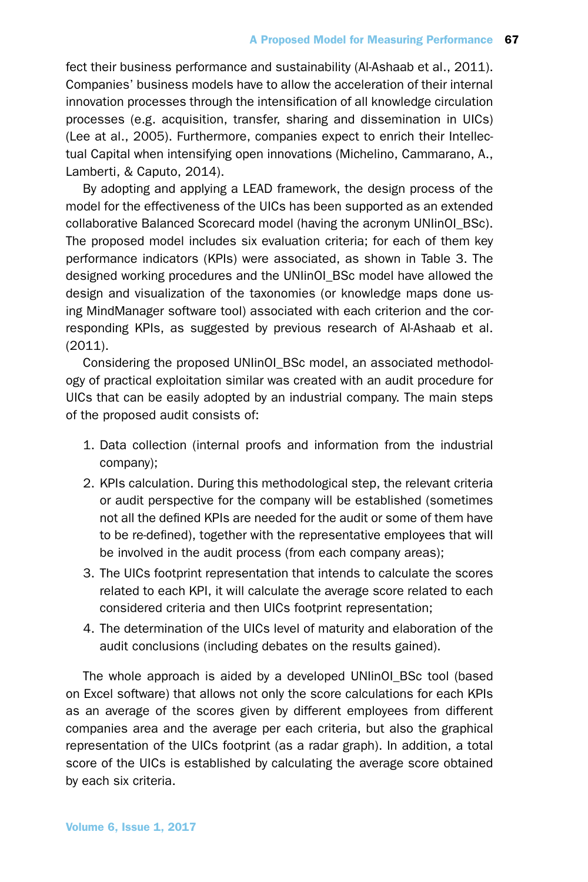fect their business performance and sustainability (Al-Ashaab et al., 2011). Companies' business models have to allow the acceleration of their internal innovation processes through the intensification of all knowledge circulation processes (e.g. acquisition, transfer, sharing and dissemination in UICs) (Lee at al., 2005). Furthermore, companies expect to enrich their Intellectual Capital when intensifying open innovations (Michelino, Cammarano, A., Lamberti, & Caputo, 2014).

By adopting and applying a LEAD framework, the design process of the model for the effectiveness of the UICs has been supported as an extended collaborative Balanced Scorecard model (having the acronym UNIinOI_BSc). The proposed model includes six evaluation criteria; for each of them key performance indicators (KPIs) were associated, as shown in Table 3. The designed working procedures and the UNIinOI_BSc model have allowed the design and visualization of the taxonomies (or knowledge maps done using MindManager software tool) associated with each criterion and the corresponding KPIs, as suggested by previous research of Al-Ashaab et al. (2011).

Considering the proposed UNIinOI_BSc model, an associated methodology of practical exploitation similar was created with an audit procedure for UICs that can be easily adopted by an industrial company. The main steps of the proposed audit consists of:

1. Data collection (internal proofs and information from the industrial company);
2. KPIs calculation. During this methodological step, the relevant criteria or audit perspective for the company will be established (sometimes not all the defined KPIs are needed for the audit or some of them have to be re-defined), together with the representative employees that will be involved in the audit process (from each company areas);
3. The UICs footprint representation that intends to calculate the scores related to each KPI, it will calculate the average score related to each considered criteria and then UICs footprint representation;
4. The determination of the UICs level of maturity and elaboration of the audit conclusions (including debates on the results gained).

The whole approach is aided by a developed UNIinOI_BSc tool (based on Excel software) that allows not only the score calculations for each KPIs as an average of the scores given by different employees from different companies area and the average per each criteria, but also the graphical representation of the UICs footprint (as a radar graph). In addition, a total score of the UICs is established by calculating the average score obtained by each six criteria.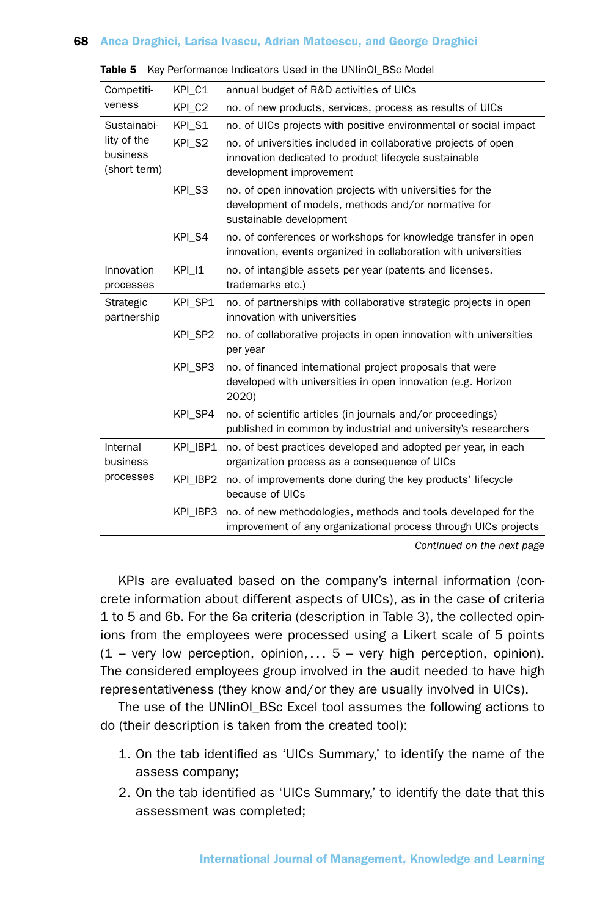**Table 5** Key Performance Indicators Used in the UNIinOI_BSc Model

| | | |
|---|---|---|
| Competitiveness | KPI_C1 | annual budget of R&D activities of UICs |
| | KPI_C2 | no. of new products, services, process as results of UICs |
| Sustainability of the business (short term) | KPI_S1 | no. of UICs projects with positive environmental or social impact |
| | KPI_S2 | no. of universities included in collaborative projects of open innovation dedicated to product lifecycle sustainable development improvement |
| | KPI_S3 | no. of open innovation projects with universities for the development of models, methods and/or normative for sustainable development |
| | KPI_S4 | no. of conferences or workshops for knowledge transfer in open innovation, events organized in collaboration with universities |
| Innovation processes | KPI_I1 | no. of intangible assets per year (patents and licenses, trademarks etc.) |
| Strategic partnership | KPI_SP1 | no. of partnerships with collaborative strategic projects in open innovation with universities |
| | KPI_SP2 | no. of collaborative projects in open innovation with universities per year |
| | KPI_SP3 | no. of financed international project proposals that were developed with universities in open innovation (e.g. Horizon 2020) |
| | KPI_SP4 | no. of scientific articles (in journals and/or proceedings) published in common by industrial and university's researchers |
| Internal business processes | KPI_IBP1 | no. of best practices developed and adopted per year, in each organization process as a consequence of UICs |
| | KPI_IBP2 | no. of improvements done during the key products' lifecycle because of UICs |
| | KPI_IBP3 | no. of new methodologies, methods and tools developed for the improvement of any organizational process through UICs projects |

*Continued on the next page*

KPIs are evaluated based on the company's internal information (concrete information about different aspects of UICs), as in the case of criteria 1 to 5 and 6b. For the 6a criteria (description in Table 3), the collected opinions from the employees were processed using a Likert scale of 5 points (1 – very low perception, opinion, ... 5 – very high perception, opinion). The considered employees group involved in the audit needed to have high representativeness (they know and/or they are usually involved in UICs).

The use of the UNIinOI_BSc Excel tool assumes the following actions to do (their description is taken from the created tool):

1. On the tab identified as 'UICs Summary,' to identify the name of the assess company;
2. On the tab identified as 'UICs Summary,' to identify the date that this assessment was completed;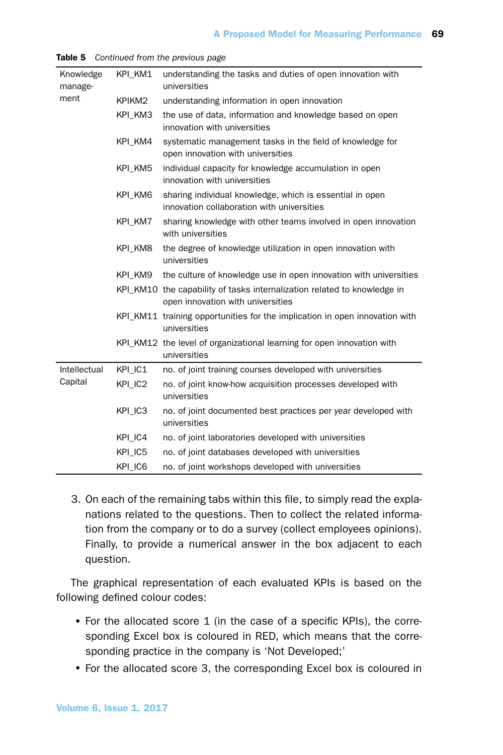**Table 5** *Continued from the previous page*

| | | |
|---|---|---|
| Knowledge management | KPI_KM1 | understanding the tasks and duties of open innovation with universities |
| | KPIKM2 | understanding information in open innovation |
| | KPI_KM3 | the use of data, information and knowledge based on open innovation with universities |
| | KPI_KM4 | systematic management tasks in the field of knowledge for open innovation with universities |
| | KPI_KM5 | individual capacity for knowledge accumulation in open innovation with universities |
| | KPI_KM6 | sharing individual knowledge, which is essential in open innovation collaboration with universities |
| | KPI_KM7 | sharing knowledge with other teams involved in open innovation with universities |
| | KPI_KM8 | the degree of knowledge utilization in open innovation with universities |
| | KPI_KM9 | the culture of knowledge use in open innovation with universities |
| | KPI_KM10 | the capability of tasks internalization related to knowledge in open innovation with universities |
| | KPI_KM11 | training opportunities for the implication in open innovation with universities |
| | KPI_KM12 | the level of organizational learning for open innovation with universities |
| Intellectual Capital | KPI_IC1 | no. of joint training courses developed with universities |
| | KPI_IC2 | no. of joint know-how acquisition processes developed with universities |
| | KPI_IC3 | no. of joint documented best practices per year developed with universities |
| | KPI_IC4 | no. of joint laboratories developed with universities |
| | KPI_IC5 | no. of joint databases developed with universities |
| | KPI_IC6 | no. of joint workshops developed with universities |

3. On each of the remaining tabs within this file, to simply read the explanations related to the questions. Then to collect the related information from the company or to do a survey (collect employees opinions). Finally, to provide a numerical answer in the box adjacent to each question.

The graphical representation of each evaluated KPIs is based on the following defined colour codes:

- For the allocated score 1 (in the case of a specific KPIs), the corresponding Excel box is coloured in RED, which means that the corresponding practice in the company is 'Not Developed;'
- For the allocated score 3, the corresponding Excel box is coloured in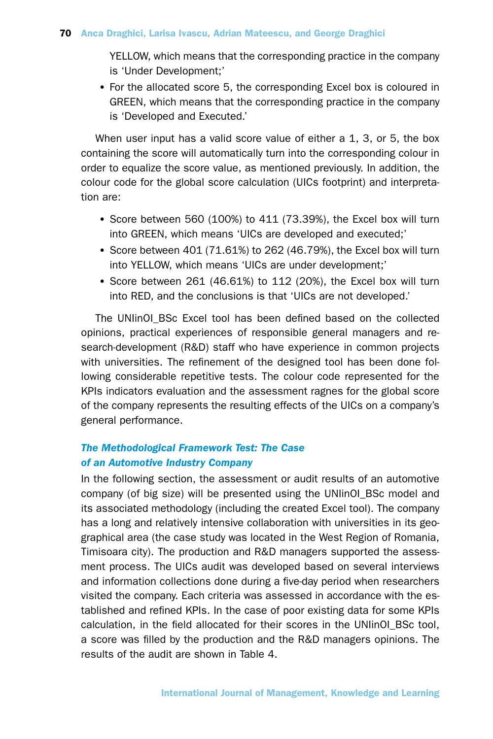YELLOW, which means that the corresponding practice in the company is 'Under Development;'

- For the allocated score 5, the corresponding Excel box is coloured in GREEN, which means that the corresponding practice in the company is 'Developed and Executed.'

When user input has a valid score value of either a 1, 3, or 5, the box containing the score will automatically turn into the corresponding colour in order to equalize the score value, as mentioned previously. In addition, the colour code for the global score calculation (UICs footprint) and interpretation are:

- Score between 560 (100%) to 411 (73.39%), the Excel box will turn into GREEN, which means 'UICs are developed and executed;'
- Score between 401 (71.61%) to 262 (46.79%), the Excel box will turn into YELLOW, which means 'UICs are under development;'
- Score between 261 (46.61%) to 112 (20%), the Excel box will turn into RED, and the conclusions is that 'UICs are not developed.'

The UNIinOI_BSc Excel tool has been defined based on the collected opinions, practical experiences of responsible general managers and research-development (R&D) staff who have experience in common projects with universities. The refinement of the designed tool has been done following considerable repetitive tests. The colour code represented for the KPIs indicators evaluation and the assessment ragnes for the global score of the company represents the resulting effects of the UICs on a company's general performance.

### *The Methodological Framework Test: The Case of an Automotive Industry Company*

In the following section, the assessment or audit results of an automotive company (of big size) will be presented using the UNIinOI_BSc model and its associated methodology (including the created Excel tool). The company has a long and relatively intensive collaboration with universities in its geographical area (the case study was located in the West Region of Romania, Timisoara city). The production and R&D managers supported the assessment process. The UICs audit was developed based on several interviews and information collections done during a five-day period when researchers visited the company. Each criteria was assessed in accordance with the established and refined KPIs. In the case of poor existing data for some KPIs calculation, in the field allocated for their scores in the UNIinOI_BSc tool, a score was filled by the production and the R&D managers opinions. The results of the audit are shown in Table 4.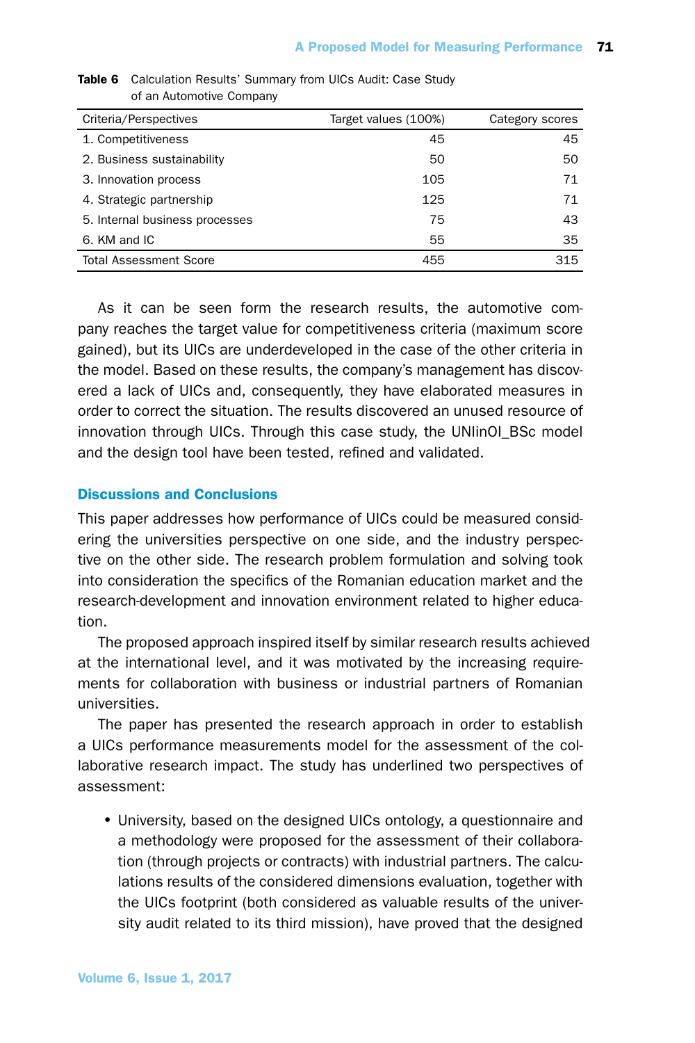**Table 6** Calculation Results' Summary from UICs Audit: Case Study of an Automotive Company

| Criteria/Perspectives | Target values (100%) | Category scores |
|---|---|---|
| 1. Competitiveness | 45 | 45 |
| 2. Business sustainability | 50 | 50 |
| 3. Innovation process | 105 | 71 |
| 4. Strategic partnership | 125 | 71 |
| 5. Internal business processes | 75 | 43 |
| 6. KM and IC | 55 | 35 |
| Total Assessment Score | 455 | 315 |

As it can be seen form the research results, the automotive company reaches the target value for competitiveness criteria (maximum score gained), but its UICs are underdeveloped in the case of the other criteria in the model. Based on these results, the company's management has discovered a lack of UICs and, consequently, they have elaborated measures in order to correct the situation. The results discovered an unused resource of innovation through UICs. Through this case study, the UNIinOI_BSc model and the design tool have been tested, refined and validated.

## Discussions and Conclusions

This paper addresses how performance of UICs could be measured considering the universities perspective on one side, and the industry perspective on the other side. The research problem formulation and solving took into consideration the specifics of the Romanian education market and the research-development and innovation environment related to higher education.

The proposed approach inspired itself by similar research results achieved at the international level, and it was motivated by the increasing requirements for collaboration with business or industrial partners of Romanian universities.

The paper has presented the research approach in order to establish a UICs performance measurements model for the assessment of the collaborative research impact. The study has underlined two perspectives of assessment:

- University, based on the designed UICs ontology, a questionnaire and a methodology were proposed for the assessment of their collaboration (through projects or contracts) with industrial partners. The calculations results of the considered dimensions evaluation, together with the UICs footprint (both considered as valuable results of the university audit related to its third mission), have proved that the designed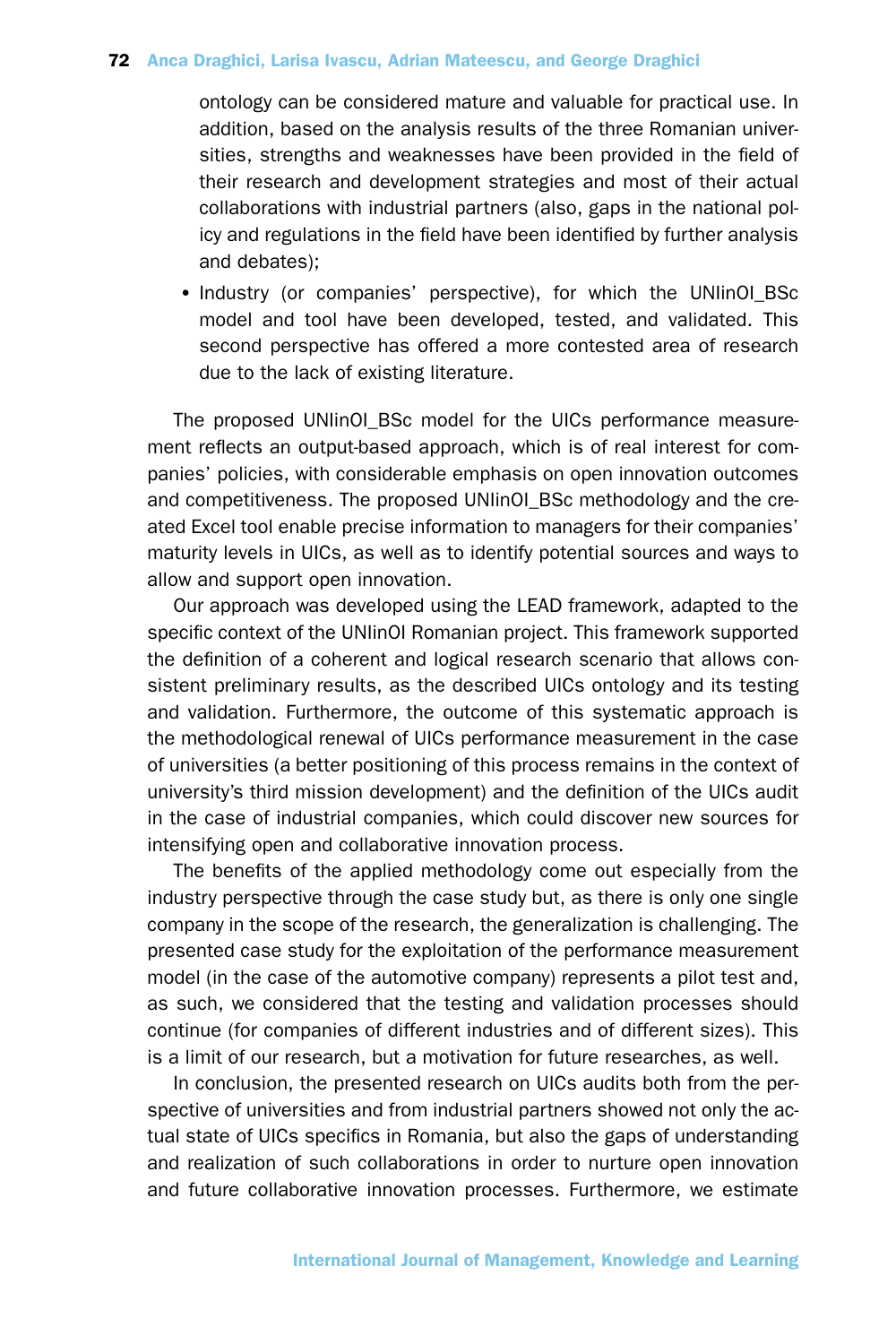ontology can be considered mature and valuable for practical use. In addition, based on the analysis results of the three Romanian universities, strengths and weaknesses have been provided in the field of their research and development strategies and most of their actual collaborations with industrial partners (also, gaps in the national policy and regulations in the field have been identified by further analysis and debates);

- Industry (or companies' perspective), for which the UNIinOI_BSc model and tool have been developed, tested, and validated. This second perspective has offered a more contested area of research due to the lack of existing literature.

The proposed UNIinOI_BSc model for the UICs performance measurement reflects an output-based approach, which is of real interest for companies' policies, with considerable emphasis on open innovation outcomes and competitiveness. The proposed UNIinOI_BSc methodology and the created Excel tool enable precise information to managers for their companies' maturity levels in UICs, as well as to identify potential sources and ways to allow and support open innovation.

Our approach was developed using the LEAD framework, adapted to the specific context of the UNIinOI Romanian project. This framework supported the definition of a coherent and logical research scenario that allows consistent preliminary results, as the described UICs ontology and its testing and validation. Furthermore, the outcome of this systematic approach is the methodological renewal of UICs performance measurement in the case of universities (a better positioning of this process remains in the context of university's third mission development) and the definition of the UICs audit in the case of industrial companies, which could discover new sources for intensifying open and collaborative innovation process.

The benefits of the applied methodology come out especially from the industry perspective through the case study but, as there is only one single company in the scope of the research, the generalization is challenging. The presented case study for the exploitation of the performance measurement model (in the case of the automotive company) represents a pilot test and, as such, we considered that the testing and validation processes should continue (for companies of different industries and of different sizes). This is a limit of our research, but a motivation for future researches, as well.

In conclusion, the presented research on UICs audits both from the perspective of universities and from industrial partners showed not only the actual state of UICs specifics in Romania, but also the gaps of understanding and realization of such collaborations in order to nurture open innovation and future collaborative innovation processes. Furthermore, we estimate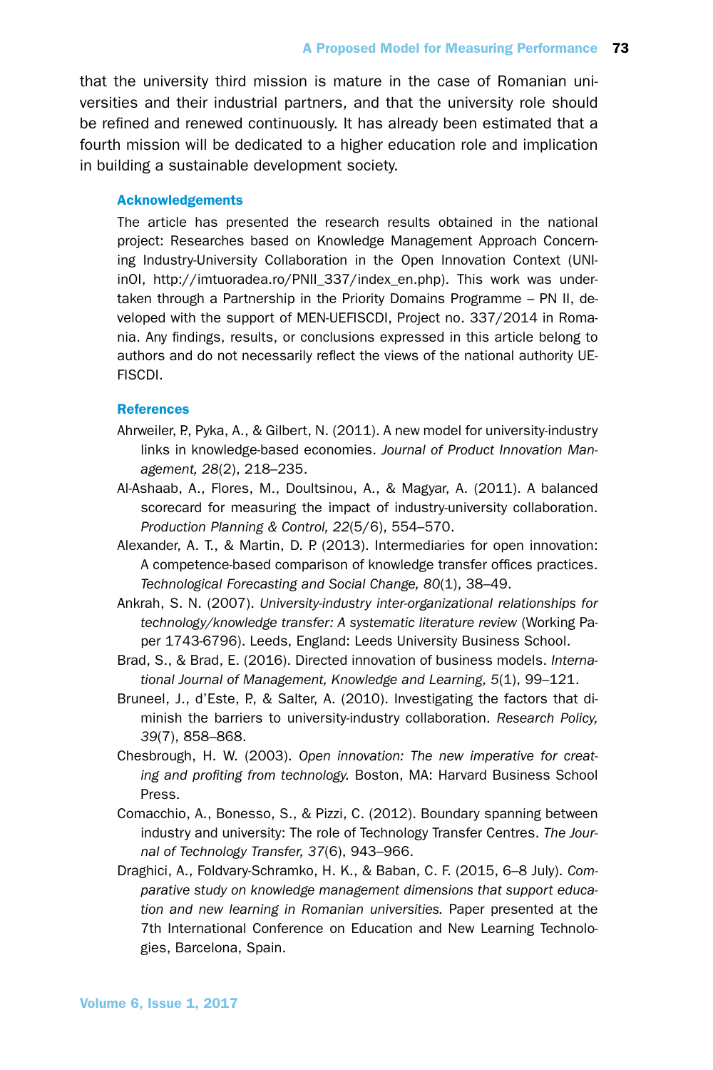that the university third mission is mature in the case of Romanian universities and their industrial partners, and that the university role should be refined and renewed continuously. It has already been estimated that a fourth mission will be dedicated to a higher education role and implication in building a sustainable development society.

## Acknowledgements

The article has presented the research results obtained in the national project: Researches based on Knowledge Management Approach Concerning Industry-University Collaboration in the Open Innovation Context (UNIinOI, http://imtuoradea.ro/PNII_337/index_en.php). This work was undertaken through a Partnership in the Priority Domains Programme – PN II, developed with the support of MEN-UEFISCDI, Project no. 337/2014 in Romania. Any findings, results, or conclusions expressed in this article belong to authors and do not necessarily reflect the views of the national authority UEFISCDI.

## References

Ahrweiler, P., Pyka, A., & Gilbert, N. (2011). A new model for university-industry links in knowledge-based economies. *Journal of Product Innovation Management, 28*(2), 218–235.

Al-Ashaab, A., Flores, M., Doultsinou, A., & Magyar, A. (2011). A balanced scorecard for measuring the impact of industry-university collaboration. *Production Planning & Control, 22*(5/6), 554–570.

Alexander, A. T., & Martin, D. P. (2013). Intermediaries for open innovation: A competence-based comparison of knowledge transfer offices practices. *Technological Forecasting and Social Change, 80*(1), 38–49.

Ankrah, S. N. (2007). *University-industry inter-organizational relationships for technology/knowledge transfer: A systematic literature review* (Working Paper 1743-6796). Leeds, England: Leeds University Business School.

Brad, S., & Brad, E. (2016). Directed innovation of business models. *International Journal of Management, Knowledge and Learning, 5*(1), 99–121.

Bruneel, J., d'Este, P., & Salter, A. (2010). Investigating the factors that diminish the barriers to university-industry collaboration. *Research Policy, 39*(7), 858–868.

Chesbrough, H. W. (2003). *Open innovation: The new imperative for creating and profiting from technology.* Boston, MA: Harvard Business School Press.

Comacchio, A., Bonesso, S., & Pizzi, C. (2012). Boundary spanning between industry and university: The role of Technology Transfer Centres. *The Journal of Technology Transfer, 37*(6), 943–966.

Draghici, A., Foldvary-Schramko, H. K., & Baban, C. F. (2015, 6–8 July). *Comparative study on knowledge management dimensions that support education and new learning in Romanian universities.* Paper presented at the 7th International Conference on Education and New Learning Technologies, Barcelona, Spain.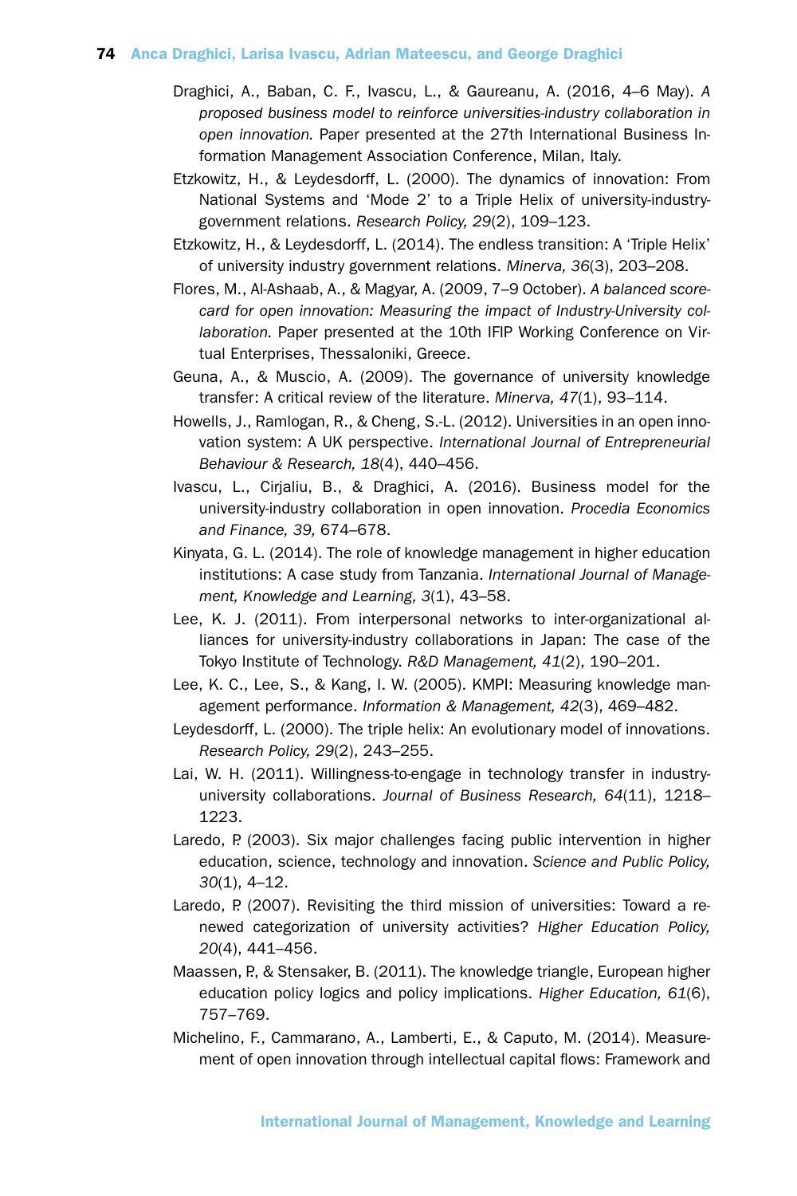Draghici, A., Baban, C. F., Ivascu, L., & Gaureanu, A. (2016, 4–6 May). *A proposed business model to reinforce universities-industry collaboration in open innovation.* Paper presented at the 27th International Business Information Management Association Conference, Milan, Italy.

Etzkowitz, H., & Leydesdorff, L. (2000). The dynamics of innovation: From National Systems and 'Mode 2' to a Triple Helix of university-industry-government relations. *Research Policy, 29*(2), 109–123.

Etzkowitz, H., & Leydesdorff, L. (2014). The endless transition: A 'Triple Helix' of university industry government relations. *Minerva, 36*(3), 203–208.

Flores, M., Al-Ashaab, A., & Magyar, A. (2009, 7–9 October). *A balanced scorecard for open innovation: Measuring the impact of Industry-University collaboration.* Paper presented at the 10th IFIP Working Conference on Virtual Enterprises, Thessaloniki, Greece.

Geuna, A., & Muscio, A. (2009). The governance of university knowledge transfer: A critical review of the literature. *Minerva, 47*(1), 93–114.

Howells, J., Ramlogan, R., & Cheng, S.-L. (2012). Universities in an open innovation system: A UK perspective. *International Journal of Entrepreneurial Behaviour & Research, 18*(4), 440–456.

Ivascu, L., Cirjaliu, B., & Draghici, A. (2016). Business model for the university-industry collaboration in open innovation. *Procedia Economics and Finance, 39,* 674–678.

Kinyata, G. L. (2014). The role of knowledge management in higher education institutions: A case study from Tanzania. *International Journal of Management, Knowledge and Learning, 3*(1), 43–58.

Lee, K. J. (2011). From interpersonal networks to inter-organizational alliances for university-industry collaborations in Japan: The case of the Tokyo Institute of Technology. *R&D Management, 41*(2), 190–201.

Lee, K. C., Lee, S., & Kang, I. W. (2005). KMPI: Measuring knowledge management performance. *Information & Management, 42*(3), 469–482.

Leydesdorff, L. (2000). The triple helix: An evolutionary model of innovations. *Research Policy, 29*(2), 243–255.

Lai, W. H. (2011). Willingness-to-engage in technology transfer in industry-university collaborations. *Journal of Business Research, 64*(11), 1218–1223.

Laredo, P. (2003). Six major challenges facing public intervention in higher education, science, technology and innovation. *Science and Public Policy, 30*(1), 4–12.

Laredo, P. (2007). Revisiting the third mission of universities: Toward a renewed categorization of university activities? *Higher Education Policy, 20*(4), 441–456.

Maassen, P., & Stensaker, B. (2011). The knowledge triangle, European higher education policy logics and policy implications. *Higher Education, 61*(6), 757–769.

Michelino, F., Cammarano, A., Lamberti, E., & Caputo, M. (2014). Measurement of open innovation through intellectual capital flows: Framework and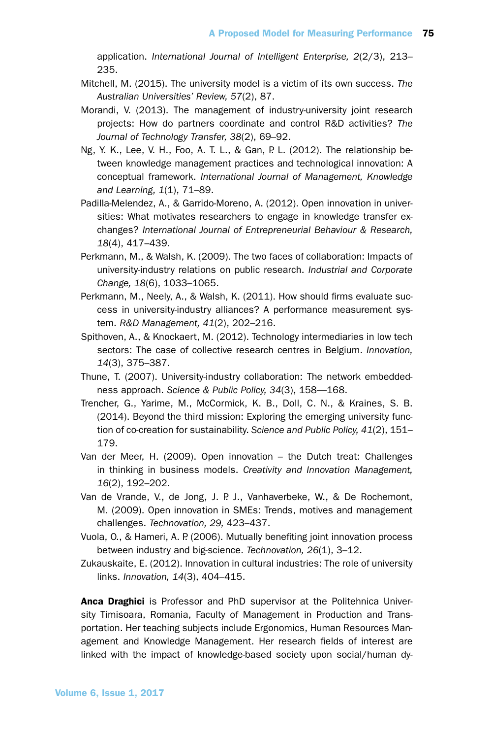application. *International Journal of Intelligent Enterprise, 2*(2/3), 213–235.

Mitchell, M. (2015). The university model is a victim of its own success. *The Australian Universities' Review, 57*(2), 87.

Morandi, V. (2013). The management of industry-university joint research projects: How do partners coordinate and control R&D activities? *The Journal of Technology Transfer, 38*(2), 69–92.

Ng, Y. K., Lee, V. H., Foo, A. T. L., & Gan, P. L. (2012). The relationship between knowledge management practices and technological innovation: A conceptual framework. *International Journal of Management, Knowledge and Learning, 1*(1), 71–89.

Padilla-Melendez, A., & Garrido-Moreno, A. (2012). Open innovation in universities: What motivates researchers to engage in knowledge transfer exchanges? *International Journal of Entrepreneurial Behaviour & Research, 18*(4), 417–439.

Perkmann, M., & Walsh, K. (2009). The two faces of collaboration: Impacts of university-industry relations on public research. *Industrial and Corporate Change, 18*(6), 1033–1065.

Perkmann, M., Neely, A., & Walsh, K. (2011). How should firms evaluate success in university-industry alliances? A performance measurement system. *R&D Management, 41*(2), 202–216.

Spithoven, A., & Knockaert, M. (2012). Technology intermediaries in low tech sectors: The case of collective research centres in Belgium. *Innovation, 14*(3), 375–387.

Thune, T. (2007). University-industry collaboration: The network embeddedness approach. *Science & Public Policy, 34*(3), 158—168.

Trencher, G., Yarime, M., McCormick, K. B., Doll, C. N., & Kraines, S. B. (2014). Beyond the third mission: Exploring the emerging university function of co-creation for sustainability. *Science and Public Policy, 41*(2), 151–179.

Van der Meer, H. (2009). Open innovation – the Dutch treat: Challenges in thinking in business models. *Creativity and Innovation Management, 16*(2), 192–202.

Van de Vrande, V., de Jong, J. P. J., Vanhaverbeke, W., & De Rochemont, M. (2009). Open innovation in SMEs: Trends, motives and management challenges. *Technovation, 29,* 423–437.

Vuola, O., & Hameri, A. P. (2006). Mutually benefiting joint innovation process between industry and big-science. *Technovation, 26*(1), 3–12.

Zukauskaite, E. (2012). Innovation in cultural industries: The role of university links. *Innovation, 14*(3), 404–415.

**Anca Draghici** is Professor and PhD supervisor at the Politehnica University Timisoara, Romania, Faculty of Management in Production and Transportation. Her teaching subjects include Ergonomics, Human Resources Management and Knowledge Management. Her research fields of interest are linked with the impact of knowledge-based society upon social/human dy-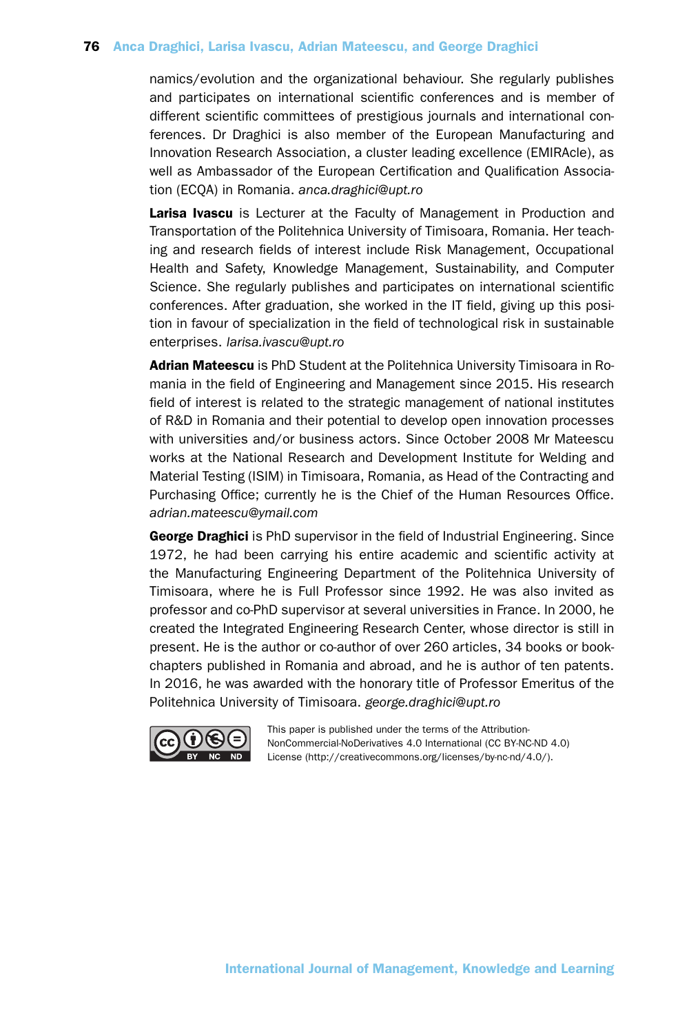namics/evolution and the organizational behaviour. She regularly publishes and participates on international scientific conferences and is member of different scientific committees of prestigious journals and international conferences. Dr Draghici is also member of the European Manufacturing and Innovation Research Association, a cluster leading excellence (EMIRAcle), as well as Ambassador of the European Certification and Qualification Association (ECQA) in Romania. *anca.draghici@upt.ro*

**Larisa Ivascu** is Lecturer at the Faculty of Management in Production and Transportation of the Politehnica University of Timisoara, Romania. Her teaching and research fields of interest include Risk Management, Occupational Health and Safety, Knowledge Management, Sustainability, and Computer Science. She regularly publishes and participates on international scientific conferences. After graduation, she worked in the IT field, giving up this position in favour of specialization in the field of technological risk in sustainable enterprises. *larisa.ivascu@upt.ro*

**Adrian Mateescu** is PhD Student at the Politehnica University Timisoara in Romania in the field of Engineering and Management since 2015. His research field of interest is related to the strategic management of national institutes of R&D in Romania and their potential to develop open innovation processes with universities and/or business actors. Since October 2008 Mr Mateescu works at the National Research and Development Institute for Welding and Material Testing (ISIM) in Timisoara, Romania, as Head of the Contracting and Purchasing Office; currently he is the Chief of the Human Resources Office. *adrian.mateescu@ymail.com*

**George Draghici** is PhD supervisor in the field of Industrial Engineering. Since 1972, he had been carrying his entire academic and scientific activity at the Manufacturing Engineering Department of the Politehnica University of Timisoara, where he is Full Professor since 1992. He was also invited as professor and co-PhD supervisor at several universities in France. In 2000, he created the Integrated Engineering Research Center, whose director is still in present. He is the author or co-author of over 260 articles, 34 books or book-chapters published in Romania and abroad, and he is author of ten patents. In 2016, he was awarded with the honorary title of Professor Emeritus of the Politehnica University of Timisoara. *george.draghici@upt.ro*

This paper is published under the terms of the Attribution-NonCommercial-NoDerivatives 4.0 International (CC BY-NC-ND 4.0) License (http://creativecommons.org/licenses/by-nc-nd/4.0/).